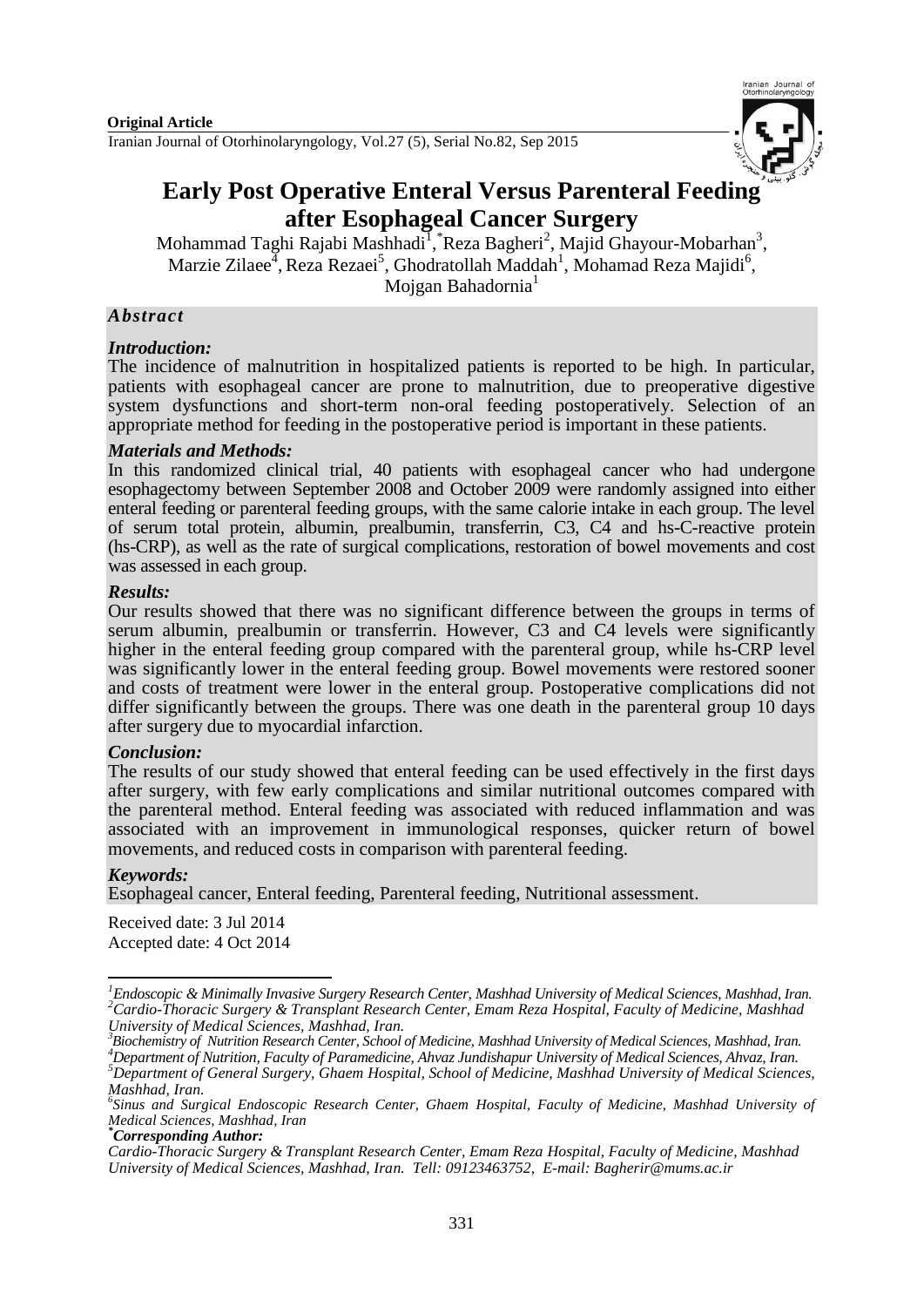**Original Article**

# Early Post Operative Enteral Versus Parenteral Feeding after Esophageal Cancer Surgery

Mohammad Taghi Rajabi Mashhadi[1], *Reza Bagheri[2], Majid Ghayour-Mobarhan[3], Marzie Zilaee[4], Reza Rezaei[5], Ghodratollah Maddah[1], Mohamad Reza Majidi[6], Mojgan Bahadornia[1]

## *Abstract*

### *Introduction:*

The incidence of malnutrition in hospitalized patients is reported to be high. In particular, patients with esophageal cancer are prone to malnutrition, due to preoperative digestive system dysfunctions and short-term non-oral feeding postoperatively. Selection of an appropriate method for feeding in the postoperative period is important in these patients.

### *Materials and Methods:*

In this randomized clinical trial, 40 patients with esophageal cancer who had undergone esophagectomy between September 2008 and October 2009 were randomly assigned into either enteral feeding or parenteral feeding groups, with the same calorie intake in each group. The level of serum total protein, albumin, prealbumin, transferrin, C3, C4 and hs-C-reactive protein (hs-CRP), as well as the rate of surgical complications, restoration of bowel movements and cost was assessed in each group.

### *Results:*

Our results showed that there was no significant difference between the groups in terms of serum albumin, prealbumin or transferrin. However, C3 and C4 levels were significantly higher in the enteral feeding group compared with the parenteral group, while hs-CRP level was significantly lower in the enteral feeding group. Bowel movements were restored sooner and costs of treatment were lower in the enteral group. Postoperative complications did not differ significantly between the groups. There was one death in the parenteral group 10 days after surgery due to myocardial infarction.

### *Conclusion:*

The results of our study showed that enteral feeding can be used effectively in the first days after surgery, with few early complications and similar nutritional outcomes compared with the parenteral method. Enteral feeding was associated with reduced inflammation and was associated with an improvement in immunological responses, quicker return of bowel movements, and reduced costs in comparison with parenteral feeding.

### *Keywords:*

Esophageal cancer, Enteral feeding, Parenteral feeding, Nutritional assessment.

Received date: 3 Jul 2014
Accepted date: 4 Oct 2014

---

*[1]Endoscopic & Minimally Invasive Surgery Research Center, Mashhad University of Medical Sciences, Mashhad, Iran.*
*[2]Cardio-Thoracic Surgery & Transplant Research Center, Emam Reza Hospital, Faculty of Medicine, Mashhad University of Medical Sciences, Mashhad, Iran.*
*[3]Biochemistry of Nutrition Research Center, School of Medicine, Mashhad University of Medical Sciences, Mashhad, Iran.*
*[4]Department of Nutrition, Faculty of Paramedicine, Ahvaz Jundishapur University of Medical Sciences, Ahvaz, Iran.*
*[5]Department of General Surgery, Ghaem Hospital, School of Medicine, Mashhad University of Medical Sciences, Mashhad, Iran.*
*[6]Sinus and Surgical Endoscopic Research Center, Ghaem Hospital, Faculty of Medicine, Mashhad University of Medical Sciences, Mashhad, Iran*
****Corresponding Author:***
*Cardio-Thoracic Surgery & Transplant Research Center, Emam Reza Hospital, Faculty of Medicine, Mashhad University of Medical Sciences, Mashhad, Iran. Tell: 09123463752, E-mail: Bagherir@mums.ac.ir*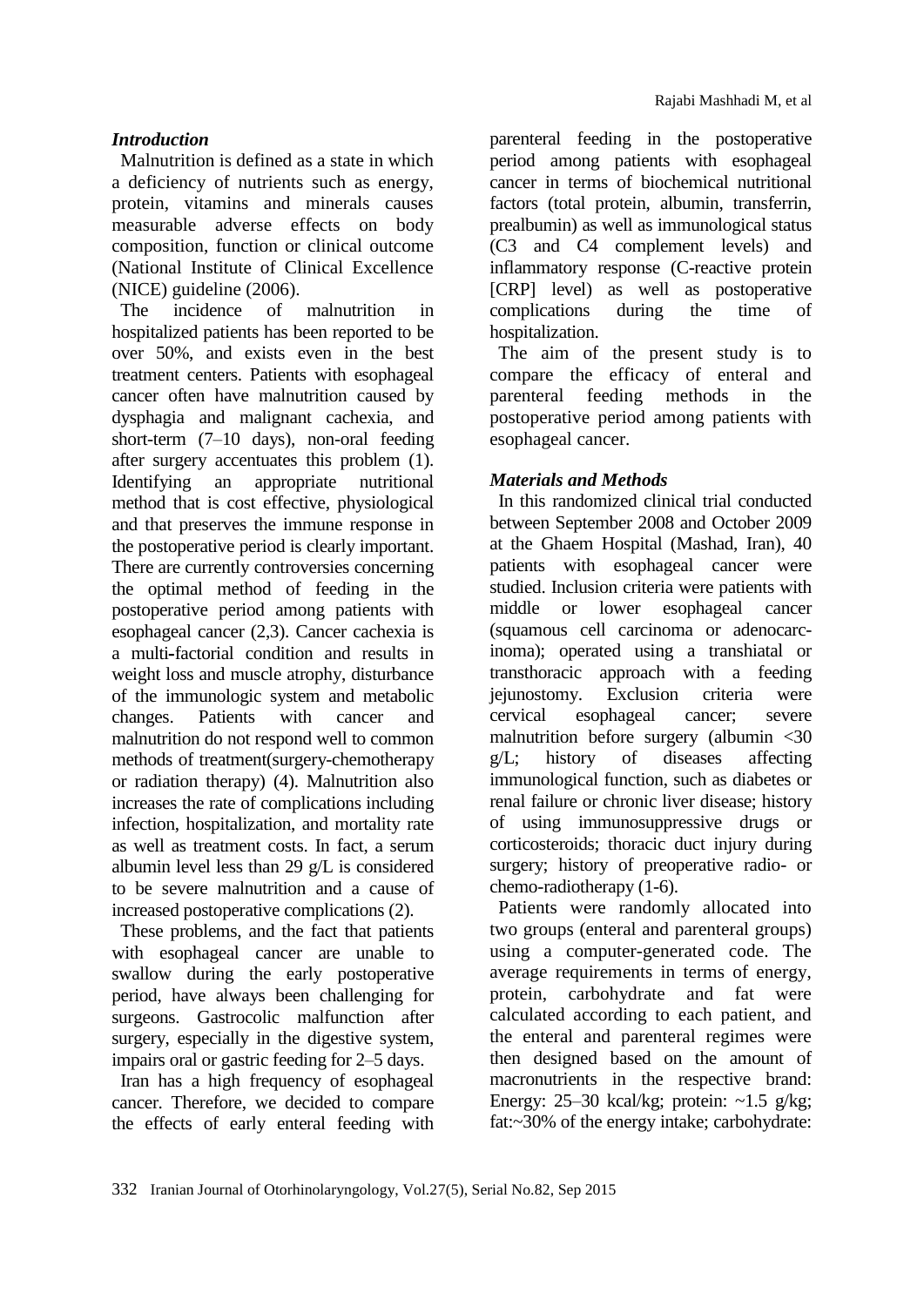### *Introduction*

Malnutrition is defined as a state in which a deficiency of nutrients such as energy, protein, vitamins and minerals causes measurable adverse effects on body composition, function or clinical outcome (National Institute of Clinical Excellence (NICE) guideline (2006).

The incidence of malnutrition in hospitalized patients has been reported to be over 50%, and exists even in the best treatment centers. Patients with esophageal cancer often have malnutrition caused by dysphagia and malignant cachexia, and short-term (7–10 days), non-oral feeding after surgery accentuates this problem (1). Identifying an appropriate nutritional method that is cost effective, physiological and that preserves the immune response in the postoperative period is clearly important. There are currently controversies concerning the optimal method of feeding in the postoperative period among patients with esophageal cancer (2,3). Cancer cachexia is a multi-factorial condition and results in weight loss and muscle atrophy, disturbance of the immunologic system and metabolic changes. Patients with cancer and malnutrition do not respond well to common methods of treatment(surgery-chemotherapy or radiation therapy) (4). Malnutrition also increases the rate of complications including infection, hospitalization, and mortality rate as well as treatment costs. In fact, a serum albumin level less than 29 g/L is considered to be severe malnutrition and a cause of increased postoperative complications (2).

These problems, and the fact that patients with esophageal cancer are unable to swallow during the early postoperative period, have always been challenging for surgeons. Gastrocolic malfunction after surgery, especially in the digestive system, impairs oral or gastric feeding for 2–5 days.

Iran has a high frequency of esophageal cancer. Therefore, we decided to compare the effects of early enteral feeding with parenteral feeding in the postoperative period among patients with esophageal cancer in terms of biochemical nutritional factors (total protein, albumin, transferrin, prealbumin) as well as immunological status (C3 and C4 complement levels) and inflammatory response (C-reactive protein [CRP] level) as well as postoperative complications during the time of hospitalization.

The aim of the present study is to compare the efficacy of enteral and parenteral feeding methods in the postoperative period among patients with esophageal cancer.

### *Materials and Methods*

In this randomized clinical trial conducted between September 2008 and October 2009 at the Ghaem Hospital (Mashad, Iran), 40 patients with esophageal cancer were studied. Inclusion criteria were patients with middle or lower esophageal cancer (squamous cell carcinoma or adenocarcinoma); operated using a transhiatal or transthoracic approach with a feeding jejunostomy. Exclusion criteria were cervical esophageal cancer; severe malnutrition before surgery (albumin <30 g/L; history of diseases affecting immunological function, such as diabetes or renal failure or chronic liver disease; history of using immunosuppressive drugs or corticosteroids; thoracic duct injury during surgery; history of preoperative radio- or chemo-radiotherapy (1-6).

Patients were randomly allocated into two groups (enteral and parenteral groups) using a computer-generated code. The average requirements in terms of energy, protein, carbohydrate and fat were calculated according to each patient, and the enteral and parenteral regimes were then designed based on the amount of macronutrients in the respective brand: Energy: 25–30 kcal/kg; protein: ~1.5 g/kg; fat:~30% of the energy intake; carbohydrate: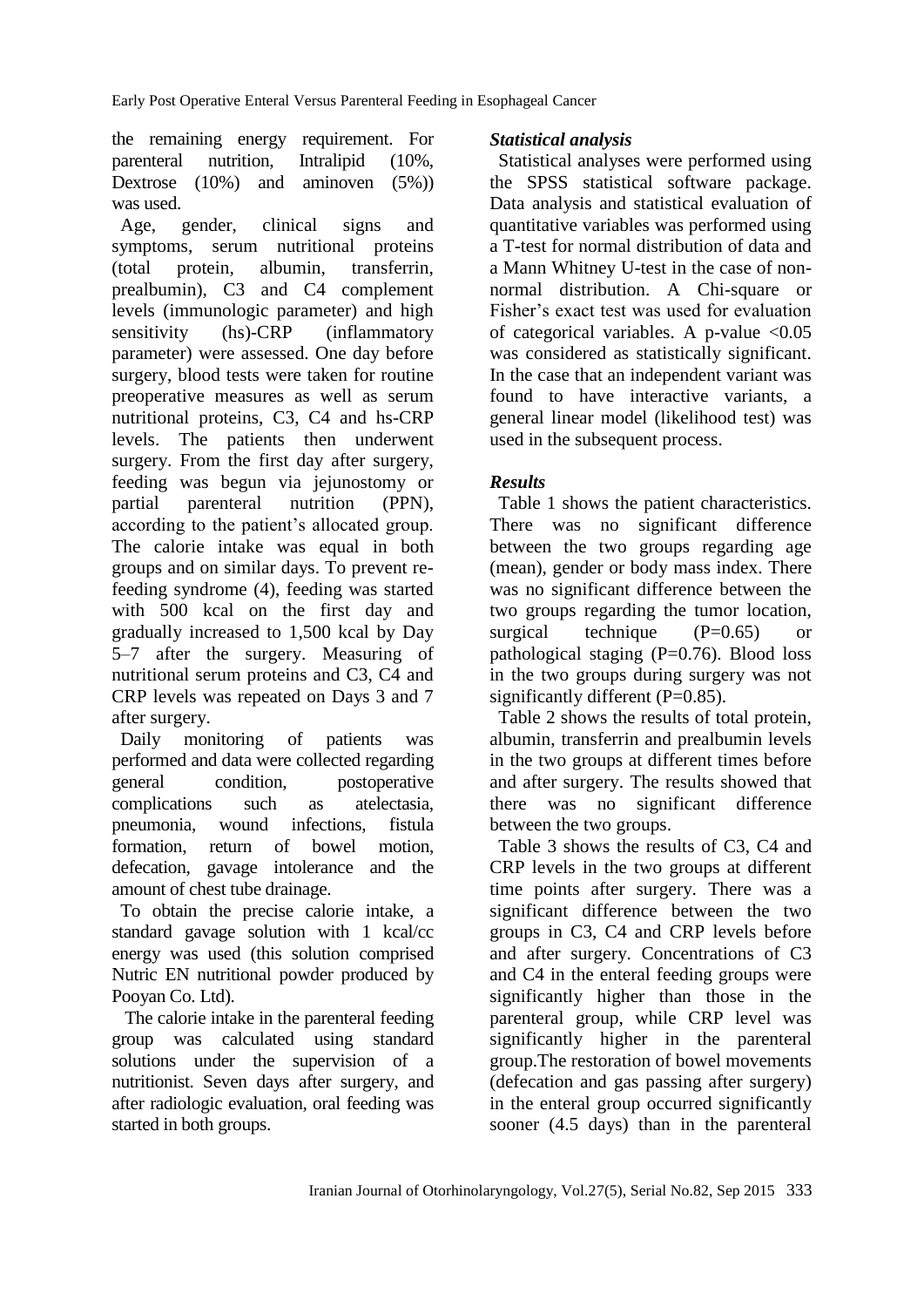the remaining energy requirement. For parenteral nutrition, Intralipid (10%, Dextrose (10%) and aminoven (5%)) was used.

Age, gender, clinical signs and symptoms, serum nutritional proteins (total protein, albumin, transferrin, prealbumin), C3 and C4 complement levels (immunologic parameter) and high sensitivity (hs)-CRP (inflammatory parameter) were assessed. One day before surgery, blood tests were taken for routine preoperative measures as well as serum nutritional proteins, C3, C4 and hs-CRP levels. The patients then underwent surgery. From the first day after surgery, feeding was begun via jejunostomy or partial parenteral nutrition (PPN), according to the patient's allocated group. The calorie intake was equal in both groups and on similar days. To prevent re-feeding syndrome (4), feeding was started with 500 kcal on the first day and gradually increased to 1,500 kcal by Day 5–7 after the surgery. Measuring of nutritional serum proteins and C3, C4 and CRP levels was repeated on Days 3 and 7 after surgery.

Daily monitoring of patients was performed and data were collected regarding general condition, postoperative complications such as atelectasia, pneumonia, wound infections, fistula formation, return of bowel motion, defecation, gavage intolerance and the amount of chest tube drainage.

To obtain the precise calorie intake, a standard gavage solution with 1 kcal/cc energy was used (this solution comprised Nutric EN nutritional powder produced by Pooyan Co. Ltd).

The calorie intake in the parenteral feeding group was calculated using standard solutions under the supervision of a nutritionist. Seven days after surgery, and after radiologic evaluation, oral feeding was started in both groups.

### *Statistical analysis*

Statistical analyses were performed using the SPSS statistical software package. Data analysis and statistical evaluation of quantitative variables was performed using a T-test for normal distribution of data and a Mann Whitney U-test in the case of non-normal distribution. A Chi-square or Fisher's exact test was used for evaluation of categorical variables. A p-value $<0.05$ was considered as statistically significant. In the case that an independent variant was found to have interactive variants, a general linear model (likelihood test) was used in the subsequent process.

## *Results*

Table 1 shows the patient characteristics. There was no significant difference between the two groups regarding age (mean), gender or body mass index. There was no significant difference between the two groups regarding the tumor location, surgical technique (P=0.65) or pathological staging (P=0.76). Blood loss in the two groups during surgery was not significantly different (P=0.85).

Table 2 shows the results of total protein, albumin, transferrin and prealbumin levels in the two groups at different times before and after surgery. The results showed that there was no significant difference between the two groups.

Table 3 shows the results of C3, C4 and CRP levels in the two groups at different time points after surgery. There was a significant difference between the two groups in C3, C4 and CRP levels before and after surgery. Concentrations of C3 and C4 in the enteral feeding groups were significantly higher than those in the parenteral group, while CRP level was significantly higher in the parenteral group.The restoration of bowel movements (defecation and gas passing after surgery) in the enteral group occurred significantly sooner (4.5 days) than in the parenteral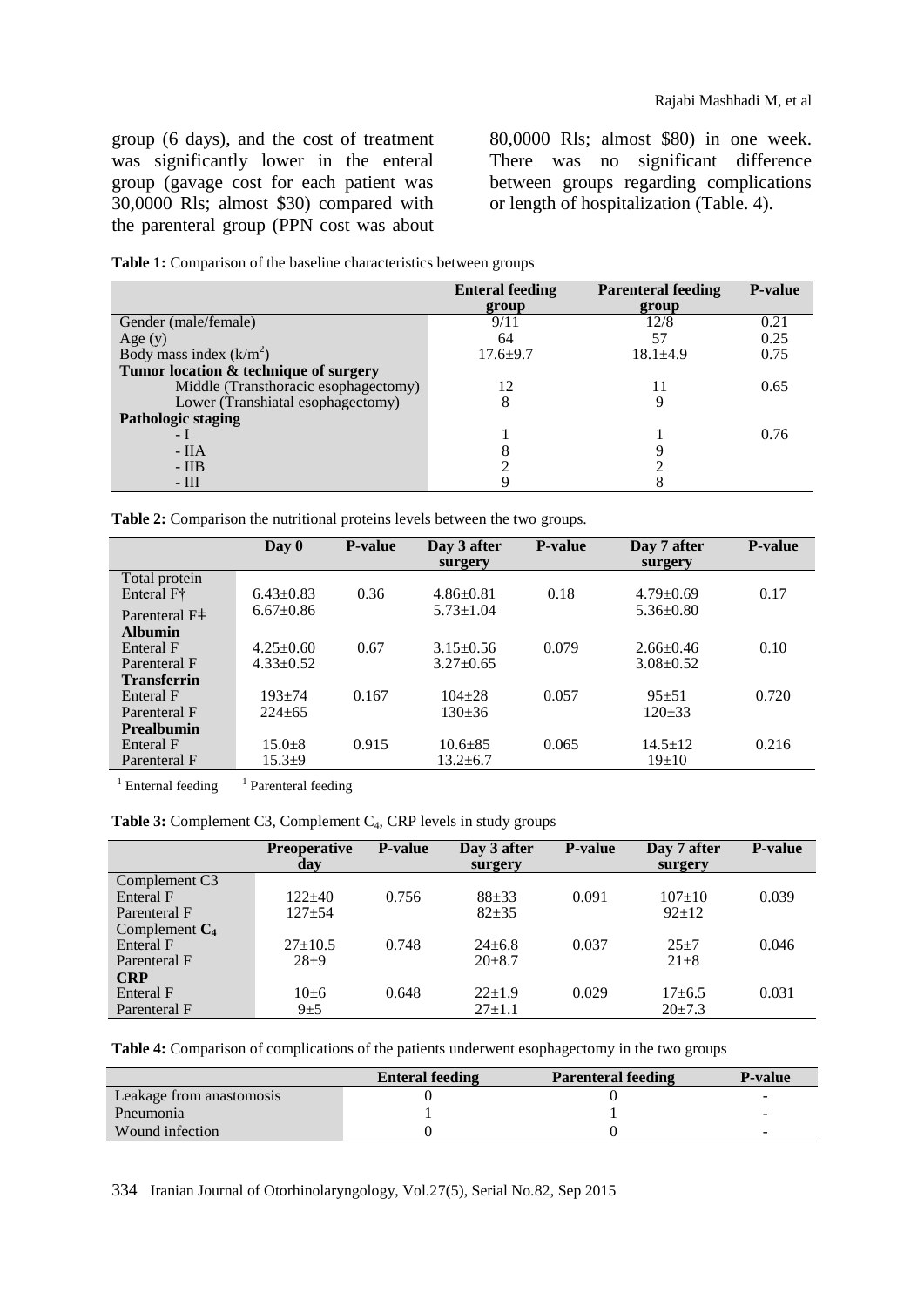group (6 days), and the cost of treatment was significantly lower in the enteral group (gavage cost for each patient was 30,0000 Rls; almost $30) compared with the parenteral group (PPN cost was about 80,0000 Rls; almost $80) in one week. There was no significant difference between groups regarding complications or length of hospitalization (Table. 4).

**Table 1:** Comparison of the baseline characteristics between groups

| | Enteral feeding group | Parenteral feeding group | P-value |
|---|---|---|---|
| Gender (male/female) | 9/11 | 12/8 | 0.21 |
| Age (y) | 64 | 57 | 0.25 |
| Body mass index (k/m$^2$) | 17.6±9.7 | 18.1±4.9 | 0.75 |
| **Tumor location & technique of surgery** | | | |
| Middle (Transthoracic esophagectomy) | 12 | 11 | 0.65 |
| Lower (Transhiatal esophagectomy) | 8 | 9 | |
| **Pathologic staging** | | | |
| - I | 1 | 1 | 0.76 |
| - IIA | 8 | 9 | |
| - IIB | 2 | 2 | |
| - III | 9 | 8 | |

**Table 2:** Comparison the nutritional proteins levels between the two groups.

| | Day 0 | P-value | Day 3 after surgery | P-value | Day 7 after surgery | P-value |
|---|---|---|---|---|---|---|
| Total protein | | | | | | |
| Enteral F† | 6.43±0.83 | 0.36 | 4.86±0.81 | 0.18 | 4.79±0.69 | 0.17 |
| Parenteral F‡ | 6.67±0.86 | | 5.73±1.04 | | 5.36±0.80 | |
| **Albumin** | | | | | | |
| Enteral F | 4.25±0.60 | 0.67 | 3.15±0.56 | 0.079 | 2.66±0.46 | 0.10 |
| Parenteral F | 4.33±0.52 | | 3.27±0.65 | | 3.08±0.52 | |
| **Transferrin** | | | | | | |
| Enteral F | 193±74 | 0.167 | 104±28 | 0.057 | 95±51 | 0.720 |
| Parenteral F | 224±65 | | 130±36 | | 120±33 | |
| **Prealbumin** | | | | | | |
| Enteral F | 15.0±8 | 0.915 | 10.6±85 | 0.065 | 14.5±12 | 0.216 |
| Parenteral F | 15.3±9 | | 13.2±6.7 | | 19±10 | |

[1] Enternal feeding  [1] Parenteral feeding

**Table 3:** Complement C3, Complement $C_4$, CRP levels in study groups

| | Preoperative day | P-value | Day 3 after surgery | P-value | Day 7 after surgery | P-value |
|---|---|---|---|---|---|---|
| Complement C3 | | | | | | |
| Enteral F | 122±40 | 0.756 | 88±33 | 0.091 | 107±10 | 0.039 |
| Parenteral F | 127±54 | | 82±35 | | 92±12 | |
| Complement $C_4$ | | | | | | |
| Enteral F | 27±10.5 | 0.748 | 24±6.8 | 0.037 | 25±7 | 0.046 |
| Parenteral F | 28±9 | | 20±8.7 | | 21±8 | |
| **CRP** | | | | | | |
| Enteral F | 10±6 | 0.648 | 22±1.9 | 0.029 | 17±6.5 | 0.031 |
| Parenteral F | 9±5 | | 27±1.1 | | 20±7.3 | |

**Table 4:** Comparison of complications of the patients underwent esophagectomy in the two groups

| | Enteral feeding | Parenteral feeding | P-value |
|---|---|---|---|
| Leakage from anastomosis | 0 | 0 | - |
| Pneumonia | 1 | 1 | - |
| Wound infection | 0 | 0 | - |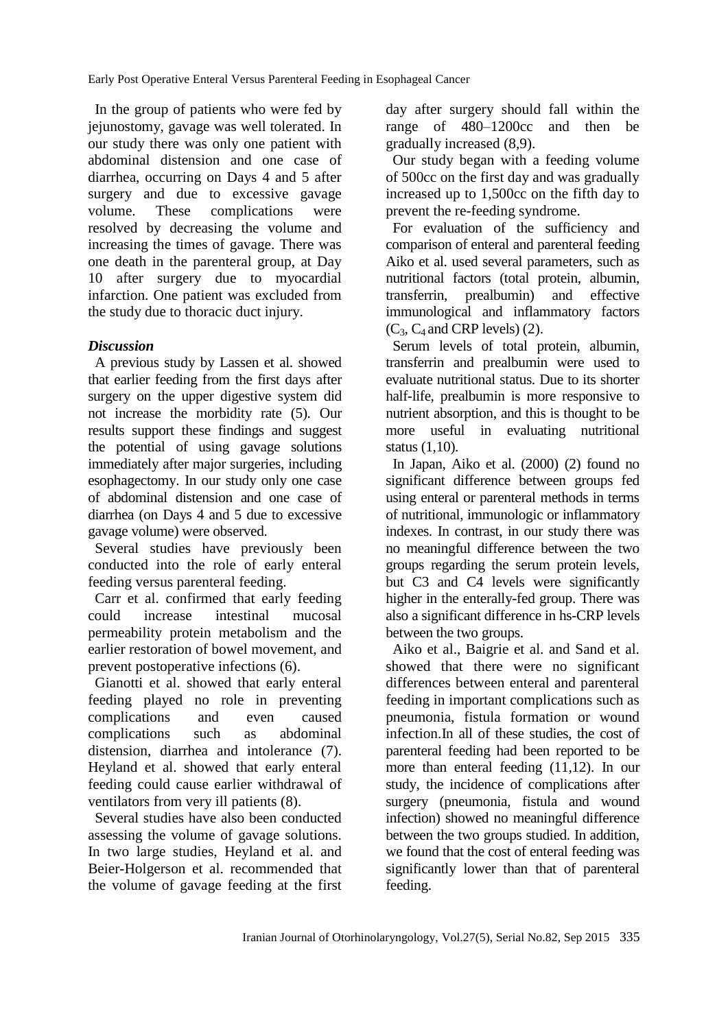In the group of patients who were fed by jejunostomy, gavage was well tolerated. In our study there was only one patient with abdominal distension and one case of diarrhea, occurring on Days 4 and 5 after surgery and due to excessive gavage volume. These complications were resolved by decreasing the volume and increasing the times of gavage. There was one death in the parenteral group, at Day 10 after surgery due to myocardial infarction. One patient was excluded from the study due to thoracic duct injury.

### *Discussion*

A previous study by Lassen et al. showed that earlier feeding from the first days after surgery on the upper digestive system did not increase the morbidity rate (5). Our results support these findings and suggest the potential of using gavage solutions immediately after major surgeries, including esophagectomy. In our study only one case of abdominal distension and one case of diarrhea (on Days 4 and 5 due to excessive gavage volume) were observed.

Several studies have previously been conducted into the role of early enteral feeding versus parenteral feeding.

Carr et al. confirmed that early feeding could increase intestinal mucosal permeability protein metabolism and the earlier restoration of bowel movement, and prevent postoperative infections (6).

Gianotti et al. showed that early enteral feeding played no role in preventing complications and even caused complications such as abdominal distension, diarrhea and intolerance (7). Heyland et al. showed that early enteral feeding could cause earlier withdrawal of ventilators from very ill patients (8).

Several studies have also been conducted assessing the volume of gavage solutions. In two large studies, Heyland et al. and Beier-Holgerson et al. recommended that the volume of gavage feeding at the first day after surgery should fall within the range of 480–1200cc and then be gradually increased (8,9).

Our study began with a feeding volume of 500cc on the first day and was gradually increased up to 1,500cc on the fifth day to prevent the re-feeding syndrome.

For evaluation of the sufficiency and comparison of enteral and parenteral feeding Aiko et al. used several parameters, such as nutritional factors (total protein, albumin, transferrin, prealbumin) and effective immunological and inflammatory factors ($C_3$, $C_4$ and CRP levels) (2).

Serum levels of total protein, albumin, transferrin and prealbumin were used to evaluate nutritional status. Due to its shorter half-life, prealbumin is more responsive to nutrient absorption, and this is thought to be more useful in evaluating nutritional status (1,10).

In Japan, Aiko et al. (2000) (2) found no significant difference between groups fed using enteral or parenteral methods in terms of nutritional, immunologic or inflammatory indexes. In contrast, in our study there was no meaningful difference between the two groups regarding the serum protein levels, but C3 and C4 levels were significantly higher in the enterally-fed group. There was also a significant difference in hs-CRP levels between the two groups.

Aiko et al., Baigrie et al. and Sand et al. showed that there were no significant differences between enteral and parenteral feeding in important complications such as pneumonia, fistula formation or wound infection.In all of these studies, the cost of parenteral feeding had been reported to be more than enteral feeding (11,12). In our study, the incidence of complications after surgery (pneumonia, fistula and wound infection) showed no meaningful difference between the two groups studied. In addition, we found that the cost of enteral feeding was significantly lower than that of parenteral feeding.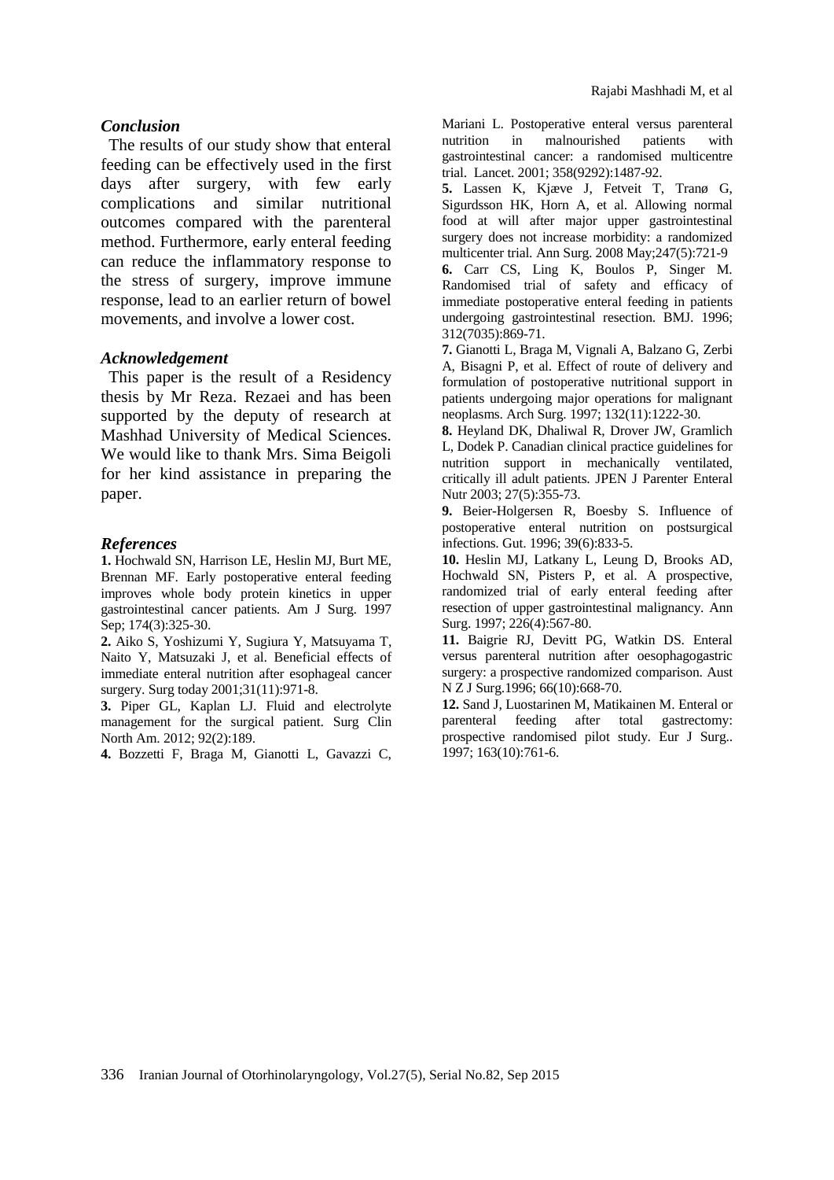### *Conclusion*

The results of our study show that enteral feeding can be effectively used in the first days after surgery, with few early complications and similar nutritional outcomes compared with the parenteral method. Furthermore, early enteral feeding can reduce the inflammatory response to the stress of surgery, improve immune response, lead to an earlier return of bowel movements, and involve a lower cost.

### *Acknowledgement*

This paper is the result of a Residency thesis by Mr Reza. Rezaei and has been supported by the deputy of research at Mashhad University of Medical Sciences. We would like to thank Mrs. Sima Beigoli for her kind assistance in preparing the paper.

### *References*

**1.** Hochwald SN, Harrison LE, Heslin MJ, Burt ME, Brennan MF. Early postoperative enteral feeding improves whole body protein kinetics in upper gastrointestinal cancer patients. Am J Surg. 1997 Sep; 174(3):325-30.

**2.** Aiko S, Yoshizumi Y, Sugiura Y, Matsuyama T, Naito Y, Matsuzaki J, et al. Beneficial effects of immediate enteral nutrition after esophageal cancer surgery. Surg today 2001;31(11):971-8.

**3.** Piper GL, Kaplan LJ. Fluid and electrolyte management for the surgical patient. Surg Clin North Am. 2012; 92(2):189.

**4.** Bozzetti F, Braga M, Gianotti L, Gavazzi C, Mariani L. Postoperative enteral versus parenteral nutrition in malnourished patients with gastrointestinal cancer: a randomised multicentre trial. Lancet. 2001; 358(9292):1487-92.

**5.** Lassen K, Kjæve J, Fetveit T, Tranø G, Sigurdsson HK, Horn A, et al. Allowing normal food at will after major upper gastrointestinal surgery does not increase morbidity: a randomized multicenter trial. Ann Surg. 2008 May;247(5):721-9

**6.** Carr CS, Ling K, Boulos P, Singer M. Randomised trial of safety and efficacy of immediate postoperative enteral feeding in patients undergoing gastrointestinal resection. BMJ. 1996; 312(7035):869-71.

**7.** Gianotti L, Braga M, Vignali A, Balzano G, Zerbi A, Bisagni P, et al. Effect of route of delivery and formulation of postoperative nutritional support in patients undergoing major operations for malignant neoplasms. Arch Surg. 1997; 132(11):1222-30.

**8.** Heyland DK, Dhaliwal R, Drover JW, Gramlich L, Dodek P. Canadian clinical practice guidelines for nutrition support in mechanically ventilated, critically ill adult patients. JPEN J Parenter Enteral Nutr 2003; 27(5):355-73.

**9.** Beier-Holgersen R, Boesby S. Influence of postoperative enteral nutrition on postsurgical infections. Gut. 1996; 39(6):833-5.

**10.** Heslin MJ, Latkany L, Leung D, Brooks AD, Hochwald SN, Pisters P, et al. A prospective, randomized trial of early enteral feeding after resection of upper gastrointestinal malignancy. Ann Surg. 1997; 226(4):567-80.

**11.** Baigrie RJ, Devitt PG, Watkin DS. Enteral versus parenteral nutrition after oesophagogastric surgery: a prospective randomized comparison. Aust N Z J Surg.1996; 66(10):668-70.

**12.** Sand J, Luostarinen M, Matikainen M. Enteral or parenteral feeding after total gastrectomy: prospective randomised pilot study. Eur J Surg.. 1997; 163(10):761-6.